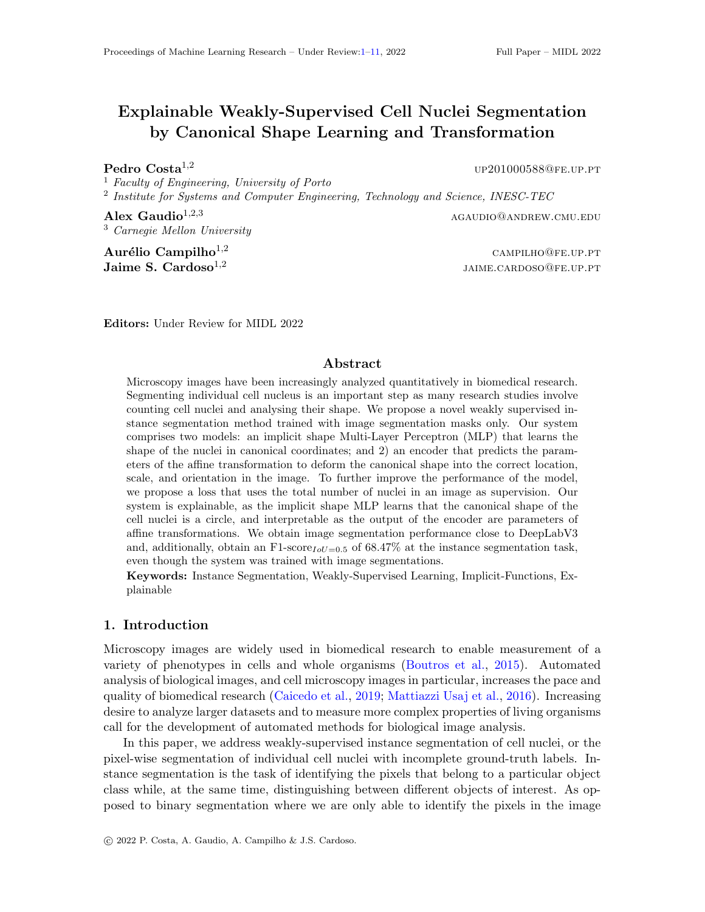# Explainable Weakly-Supervised Cell Nuclei Segmentation by Canonical Shape Learning and Transformation

**Pedro Costa**[1,2] UP201000588@FE.UP.PT

[1] *Faculty of Engineering, University of Porto*

[2] *Institute for Systems and Computer Engineering, Technology and Science, INESC-TEC*

**Alex Gaudio**[1,2,3] AGAUDIO@ANDREW.CMU.EDU

[3] *Carnegie Mellon University*

**Aurélio Campilho**[1,2] CAMPILHO@FE.UP.PT

**Jaime S. Cardoso**[1,2] JAIME.CARDOSO@FE.UP.PT

**Editors:** Under Review for MIDL 2022

## Abstract

Microscopy images have been increasingly analyzed quantitatively in biomedical research. Segmenting individual cell nucleus is an important step as many research studies involve counting cell nuclei and analysing their shape. We propose a novel weakly supervised instance segmentation method trained with image segmentation masks only. Our system comprises two models: an implicit shape Multi-Layer Perceptron (MLP) that learns the shape of the nuclei in canonical coordinates; and 2) an encoder that predicts the parameters of the affine transformation to deform the canonical shape into the correct location, scale, and orientation in the image. To further improve the performance of the model, we propose a loss that uses the total number of nuclei in an image as supervision. Our system is explainable, as the implicit shape MLP learns that the canonical shape of the cell nuclei is a circle, and interpretable as the output of the encoder are parameters of affine transformations. We obtain image segmentation performance close to DeepLabV3 and, additionally, obtain an F1-score$_{IoU=0.5}$ of 68.47% at the instance segmentation task, even though the system was trained with image segmentations.

**Keywords:** Instance Segmentation, Weakly-Supervised Learning, Implicit-Functions, Explainable

## 1. Introduction

Microscopy images are widely used in biomedical research to enable measurement of a variety of phenotypes in cells and whole organisms (Boutros et al., 2015). Automated analysis of biological images, and cell microscopy images in particular, increases the pace and quality of biomedical research (Caicedo et al., 2019; Mattiazzi Usaj et al., 2016). Increasing desire to analyze larger datasets and to measure more complex properties of living organisms call for the development of automated methods for biological image analysis.

In this paper, we address weakly-supervised instance segmentation of cell nuclei, or the pixel-wise segmentation of individual cell nuclei with incomplete ground-truth labels. Instance segmentation is the task of identifying the pixels that belong to a particular object class while, at the same time, distinguishing between different objects of interest. As opposed to binary segmentation where we are only able to identify the pixels in the image

© 2022 P. Costa, A. Gaudio, A. Campilho & J.S. Cardoso.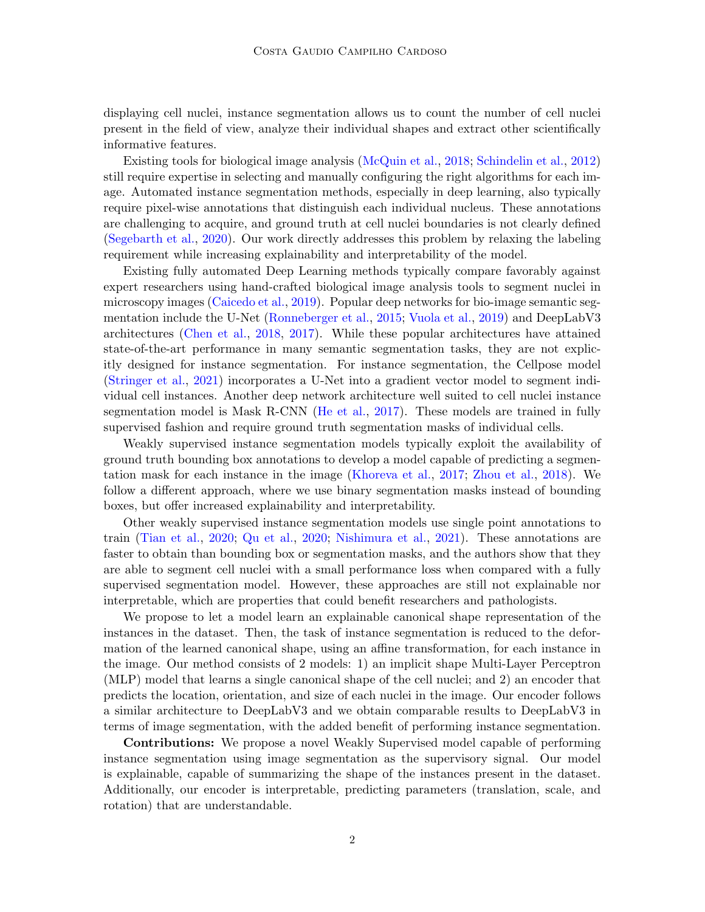displaying cell nuclei, instance segmentation allows us to count the number of cell nuclei present in the field of view, analyze their individual shapes and extract other scientifically informative features.

Existing tools for biological image analysis (McQuin et al., 2018; Schindelin et al., 2012) still require expertise in selecting and manually configuring the right algorithms for each image. Automated instance segmentation methods, especially in deep learning, also typically require pixel-wise annotations that distinguish each individual nucleus. These annotations are challenging to acquire, and ground truth at cell nuclei boundaries is not clearly defined (Segebarth et al., 2020). Our work directly addresses this problem by relaxing the labeling requirement while increasing explainability and interpretability of the model.

Existing fully automated Deep Learning methods typically compare favorably against expert researchers using hand-crafted biological image analysis tools to segment nuclei in microscopy images (Caicedo et al., 2019). Popular deep networks for bio-image semantic segmentation include the U-Net (Ronneberger et al., 2015; Vuola et al., 2019) and DeepLabV3 architectures (Chen et al., 2018, 2017). While these popular architectures have attained state-of-the-art performance in many semantic segmentation tasks, they are not explicitly designed for instance segmentation. For instance segmentation, the Cellpose model (Stringer et al., 2021) incorporates a U-Net into a gradient vector model to segment individual cell instances. Another deep network architecture well suited to cell nuclei instance segmentation model is Mask R-CNN (He et al., 2017). These models are trained in fully supervised fashion and require ground truth segmentation masks of individual cells.

Weakly supervised instance segmentation models typically exploit the availability of ground truth bounding box annotations to develop a model capable of predicting a segmentation mask for each instance in the image (Khoreva et al., 2017; Zhou et al., 2018). We follow a different approach, where we use binary segmentation masks instead of bounding boxes, but offer increased explainability and interpretability.

Other weakly supervised instance segmentation models use single point annotations to train (Tian et al., 2020; Qu et al., 2020; Nishimura et al., 2021). These annotations are faster to obtain than bounding box or segmentation masks, and the authors show that they are able to segment cell nuclei with a small performance loss when compared with a fully supervised segmentation model. However, these approaches are still not explainable nor interpretable, which are properties that could benefit researchers and pathologists.

We propose to let a model learn an explainable canonical shape representation of the instances in the dataset. Then, the task of instance segmentation is reduced to the deformation of the learned canonical shape, using an affine transformation, for each instance in the image. Our method consists of 2 models: 1) an implicit shape Multi-Layer Perceptron (MLP) model that learns a single canonical shape of the cell nuclei; and 2) an encoder that predicts the location, orientation, and size of each nuclei in the image. Our encoder follows a similar architecture to DeepLabV3 and we obtain comparable results to DeepLabV3 in terms of image segmentation, with the added benefit of performing instance segmentation.

**Contributions:** We propose a novel Weakly Supervised model capable of performing instance segmentation using image segmentation as the supervisory signal. Our model is explainable, capable of summarizing the shape of the instances present in the dataset. Additionally, our encoder is interpretable, predicting parameters (translation, scale, and rotation) that are understandable.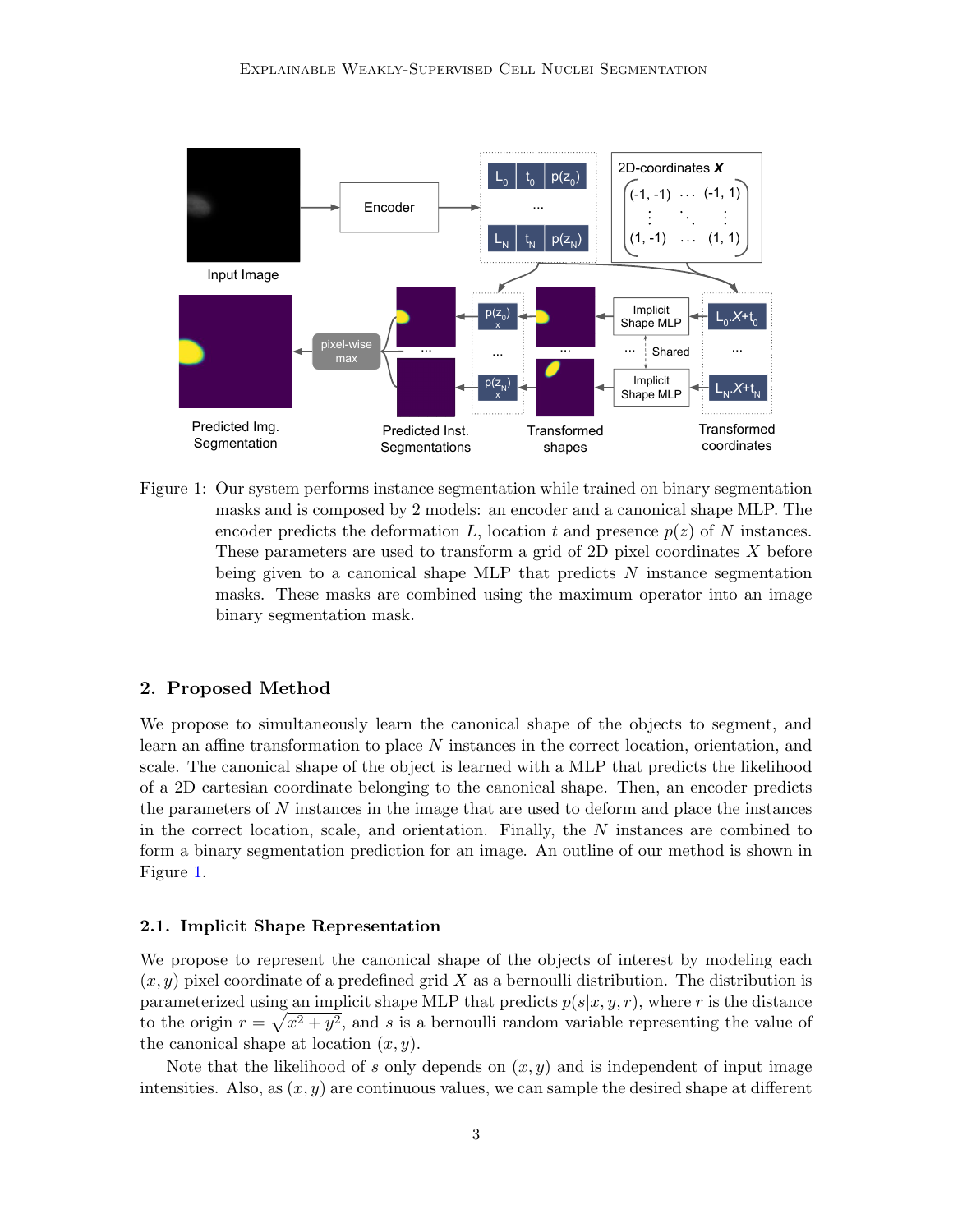Figure 1: Our system performs instance segmentation while trained on binary segmentation masks and is composed by 2 models: an encoder and a canonical shape MLP. The encoder predicts the deformation $L$, location $t$ and presence $p(z)$ of $N$ instances. These parameters are used to transform a grid of 2D pixel coordinates $X$ before being given to a canonical shape MLP that predicts $N$ instance segmentation masks. These masks are combined using the maximum operator into an image binary segmentation mask.

## 2. Proposed Method

We propose to simultaneously learn the canonical shape of the objects to segment, and learn an affine transformation to place $N$ instances in the correct location, orientation, and scale. The canonical shape of the object is learned with a MLP that predicts the likelihood of a 2D cartesian coordinate belonging to the canonical shape. Then, an encoder predicts the parameters of $N$ instances in the image that are used to deform and place the instances in the correct location, scale, and orientation. Finally, the $N$ instances are combined to form a binary segmentation prediction for an image. An outline of our method is shown in Figure 1.

### 2.1. Implicit Shape Representation

We propose to represent the canonical shape of the objects of interest by modeling each $(x, y)$ pixel coordinate of a predefined grid $X$ as a bernoulli distribution. The distribution is parameterized using an implicit shape MLP that predicts $p(s|x, y, r)$, where $r$ is the distance to the origin $r = \sqrt{x^2 + y^2}$, and $s$ is a bernoulli random variable representing the value of the canonical shape at location $(x, y)$.

Note that the likelihood of $s$ only depends on $(x, y)$ and is independent of input image intensities. Also, as $(x, y)$ are continuous values, we can sample the desired shape at different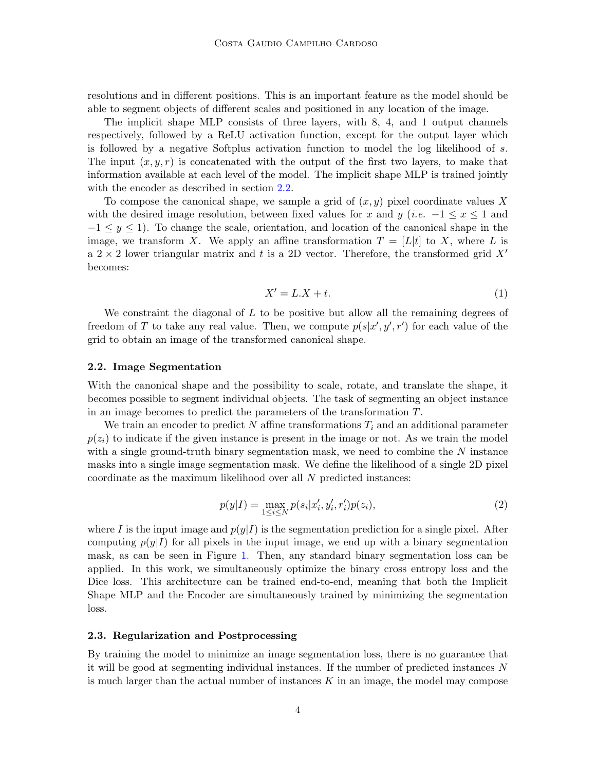resolutions and in different positions. This is an important feature as the model should be able to segment objects of different scales and positioned in any location of the image.

The implicit shape MLP consists of three layers, with 8, 4, and 1 output channels respectively, followed by a ReLU activation function, except for the output layer which is followed by a negative Softplus activation function to model the log likelihood of $s$. The input $(x, y, r)$ is concatenated with the output of the first two layers, to make that information available at each level of the model. The implicit shape MLP is trained jointly with the encoder as described in section 2.2.

To compose the canonical shape, we sample a grid of $(x, y)$ pixel coordinate values $X$ with the desired image resolution, between fixed values for $x$ and $y$ (*i.e.* $-1 \leq x \leq 1$ and $-1 \leq y \leq 1$). To change the scale, orientation, and location of the canonical shape in the image, we transform $X$. We apply an affine transformation $T = [L|t]$ to $X$, where $L$ is a $2 \times 2$ lower triangular matrix and $t$ is a 2D vector. Therefore, the transformed grid $X'$ becomes:

$$X' = L.X + t. \tag{1}$$

We constraint the diagonal of $L$ to be positive but allow all the remaining degrees of freedom of $T$ to take any real value. Then, we compute $p(s|x', y', r')$ for each value of the grid to obtain an image of the transformed canonical shape.

### 2.2. Image Segmentation

With the canonical shape and the possibility to scale, rotate, and translate the shape, it becomes possible to segment individual objects. The task of segmenting an object instance in an image becomes to predict the parameters of the transformation $T$.

We train an encoder to predict $N$ affine transformations $T_i$ and an additional parameter $p(z_i)$ to indicate if the given instance is present in the image or not. As we train the model with a single ground-truth binary segmentation mask, we need to combine the $N$ instance masks into a single image segmentation mask. We define the likelihood of a single 2D pixel coordinate as the maximum likelihood over all $N$ predicted instances:

$$p(y|I) = \max_{1 \leq i \leq N} p(s_i|x'_i, y'_i, r'_i)p(z_i), \tag{2}$$

where $I$ is the input image and $p(y|I)$ is the segmentation prediction for a single pixel. After computing $p(y|I)$ for all pixels in the input image, we end up with a binary segmentation mask, as can be seen in Figure 1. Then, any standard binary segmentation loss can be applied. In this work, we simultaneously optimize the binary cross entropy loss and the Dice loss. This architecture can be trained end-to-end, meaning that both the Implicit Shape MLP and the Encoder are simultaneously trained by minimizing the segmentation loss.

### 2.3. Regularization and Postprocessing

By training the model to minimize an image segmentation loss, there is no guarantee that it will be good at segmenting individual instances. If the number of predicted instances $N$ is much larger than the actual number of instances $K$ in an image, the model may compose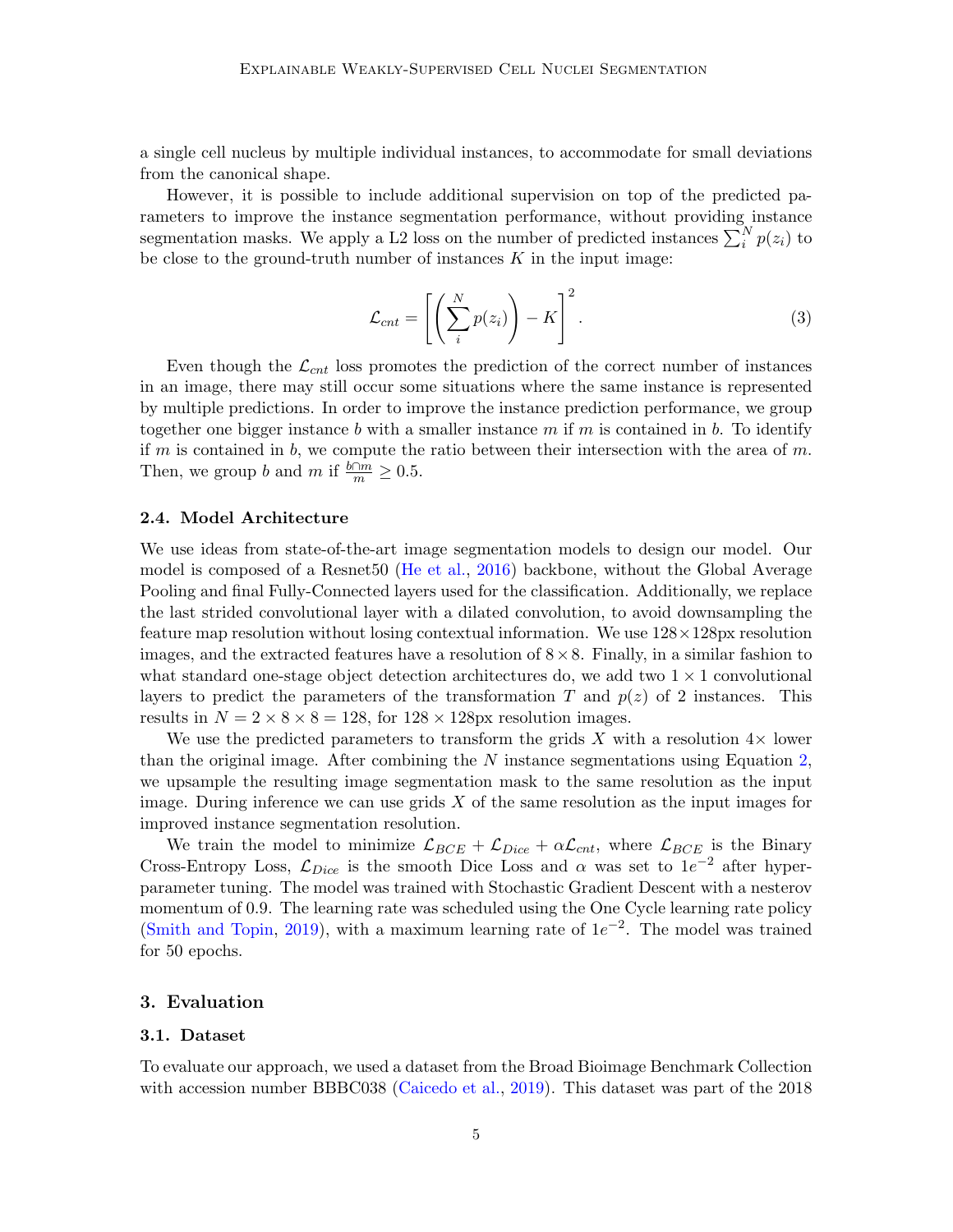a single cell nucleus by multiple individual instances, to accommodate for small deviations from the canonical shape.

However, it is possible to include additional supervision on top of the predicted parameters to improve the instance segmentation performance, without providing instance segmentation masks. We apply a L2 loss on the number of predicted instances $\sum_i^N p(z_i)$ to be close to the ground-truth number of instances $K$ in the input image:

$$\mathcal{L}_{cnt} = \left[ \left( \sum_i^N p(z_i) \right) - K \right]^2 . \tag{3}$$

Even though the $\mathcal{L}_{cnt}$ loss promotes the prediction of the correct number of instances in an image, there may still occur some situations where the same instance is represented by multiple predictions. In order to improve the instance prediction performance, we group together one bigger instance $b$ with a smaller instance $m$ if $m$ is contained in $b$. To identify if $m$ is contained in $b$, we compute the ratio between their intersection with the area of $m$. Then, we group $b$ and $m$ if $\frac{b \cap m}{m} \geq 0.5$.

### 2.4. Model Architecture

We use ideas from state-of-the-art image segmentation models to design our model. Our model is composed of a Resnet50 (He et al., 2016) backbone, without the Global Average Pooling and final Fully-Connected layers used for the classification. Additionally, we replace the last strided convolutional layer with a dilated convolution, to avoid downsampling the feature map resolution without losing contextual information. We use $128 \times 128$px resolution images, and the extracted features have a resolution of $8 \times 8$. Finally, in a similar fashion to what standard one-stage object detection architectures do, we add two $1 \times 1$ convolutional layers to predict the parameters of the transformation $T$ and $p(z)$ of 2 instances. This results in $N = 2 \times 8 \times 8 = 128$, for $128 \times 128$px resolution images.

We use the predicted parameters to transform the grids $X$ with a resolution $4\times$ lower than the original image. After combining the $N$ instance segmentations using Equation 2, we upsample the resulting image segmentation mask to the same resolution as the input image. During inference we can use grids $X$ of the same resolution as the input images for improved instance segmentation resolution.

We train the model to minimize $\mathcal{L}_{BCE} + \mathcal{L}_{Dice} + \alpha \mathcal{L}_{cnt}$, where $\mathcal{L}_{BCE}$ is the Binary Cross-Entropy Loss, $\mathcal{L}_{Dice}$ is the smooth Dice Loss and $\alpha$ was set to $1e^{-2}$ after hyperparameter tuning. The model was trained with Stochastic Gradient Descent with a nesterov momentum of 0.9. The learning rate was scheduled using the One Cycle learning rate policy (Smith and Topin, 2019), with a maximum learning rate of $1e^{-2}$. The model was trained for 50 epochs.

## 3. Evaluation

### 3.1. Dataset

To evaluate our approach, we used a dataset from the Broad Bioimage Benchmark Collection with accession number BBBC038 (Caicedo et al., 2019). This dataset was part of the 2018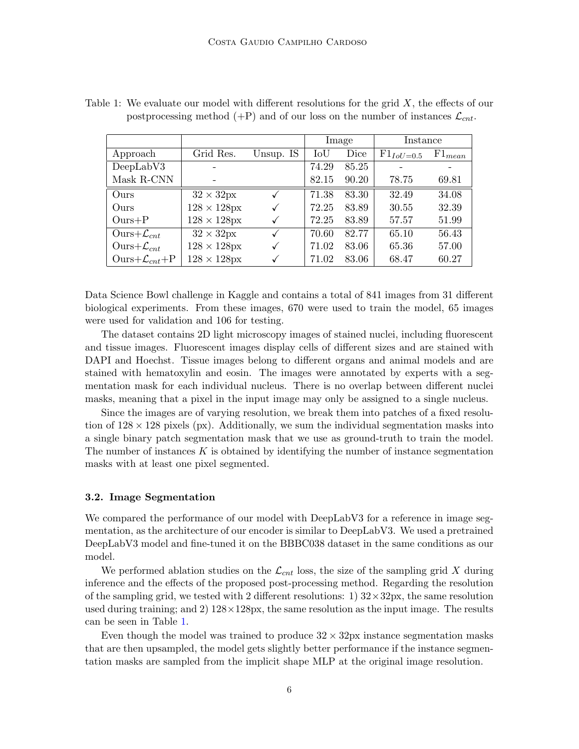Table 1: We evaluate our model with different resolutions for the grid $X$, the effects of our postprocessing method (+P) and of our loss on the number of instances $\mathcal{L}_{cnt}$.

| | | | Image | | Instance | |
|---|---|---|---|---|---|---|
| Approach | Grid Res. | Unsup. IS | IoU | Dice | $\text{F1}_{IoU=0.5}$ | $\text{F1}_{mean}$ |
| DeepLabV3 | - | | 74.29 | 85.25 | - | - |
| Mask R-CNN | - | | 82.15 | 90.20 | 78.75 | 69.81 |
| Ours | $32 \times 32$px | ✓ | 71.38 | 83.30 | 32.49 | 34.08 |
| Ours | $128 \times 128$px | ✓ | 72.25 | 83.89 | 30.55 | 32.39 |
| Ours+P | $128 \times 128$px | ✓ | 72.25 | 83.89 | 57.57 | 51.99 |
| Ours+$\mathcal{L}_{cnt}$ | $32 \times 32$px | ✓ | 70.60 | 82.77 | 65.10 | 56.43 |
| Ours+$\mathcal{L}_{cnt}$ | $128 \times 128$px | ✓ | 71.02 | 83.06 | 65.36 | 57.00 |
| Ours+$\mathcal{L}_{cnt}$+P | $128 \times 128$px | ✓ | 71.02 | 83.06 | 68.47 | 60.27 |

Data Science Bowl challenge in Kaggle and contains a total of 841 images from 31 different biological experiments. From these images, 670 were used to train the model, 65 images were used for validation and 106 for testing.

The dataset contains 2D light microscopy images of stained nuclei, including fluorescent and tissue images. Fluorescent images display cells of different sizes and are stained with DAPI and Hoechst. Tissue images belong to different organs and animal models and are stained with hematoxylin and eosin. The images were annotated by experts with a segmentation mask for each individual nucleus. There is no overlap between different nuclei masks, meaning that a pixel in the input image may only be assigned to a single nucleus.

Since the images are of varying resolution, we break them into patches of a fixed resolution of $128 \times 128$ pixels (px). Additionally, we sum the individual segmentation masks into a single binary patch segmentation mask that we use as ground-truth to train the model. The number of instances $K$ is obtained by identifying the number of instance segmentation masks with at least one pixel segmented.

### 3.2. Image Segmentation

We compared the performance of our model with DeepLabV3 for a reference in image segmentation, as the architecture of our encoder is similar to DeepLabV3. We used a pretrained DeepLabV3 model and fine-tuned it on the BBBC038 dataset in the same conditions as our model.

We performed ablation studies on the $\mathcal{L}_{cnt}$ loss, the size of the sampling grid $X$ during inference and the effects of the proposed post-processing method. Regarding the resolution of the sampling grid, we tested with 2 different resolutions: 1) $32\times32$px, the same resolution used during training; and 2) $128\times128$px, the same resolution as the input image. The results can be seen in Table 1.

Even though the model was trained to produce $32 \times 32$px instance segmentation masks that are then upsampled, the model gets slightly better performance if the instance segmentation masks are sampled from the implicit shape MLP at the original image resolution.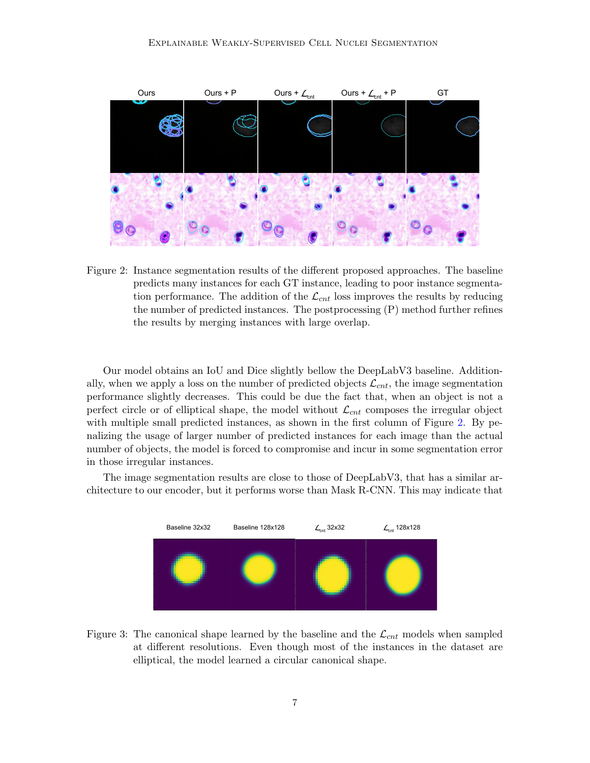Figure 2: Instance segmentation results of the different proposed approaches. The baseline predicts many instances for each GT instance, leading to poor instance segmentation performance. The addition of the $\mathcal{L}_{cnt}$ loss improves the results by reducing the number of predicted instances. The postprocessing (P) method further refines the results by merging instances with large overlap.

Our model obtains an IoU and Dice slightly bellow the DeepLabV3 baseline. Additionally, when we apply a loss on the number of predicted objects $\mathcal{L}_{cnt}$, the image segmentation performance slightly decreases. This could be due the fact that, when an object is not a perfect circle or of elliptical shape, the model without $\mathcal{L}_{cnt}$ composes the irregular object with multiple small predicted instances, as shown in the first column of Figure 2. By penalizing the usage of larger number of predicted instances for each image than the actual number of objects, the model is forced to compromise and incur in some segmentation error in those irregular instances.

The image segmentation results are close to those of DeepLabV3, that has a similar architecture to our encoder, but it performs worse than Mask R-CNN. This may indicate that

Figure 3: The canonical shape learned by the baseline and the $\mathcal{L}_{cnt}$ models when sampled at different resolutions. Even though most of the instances in the dataset are elliptical, the model learned a circular canonical shape.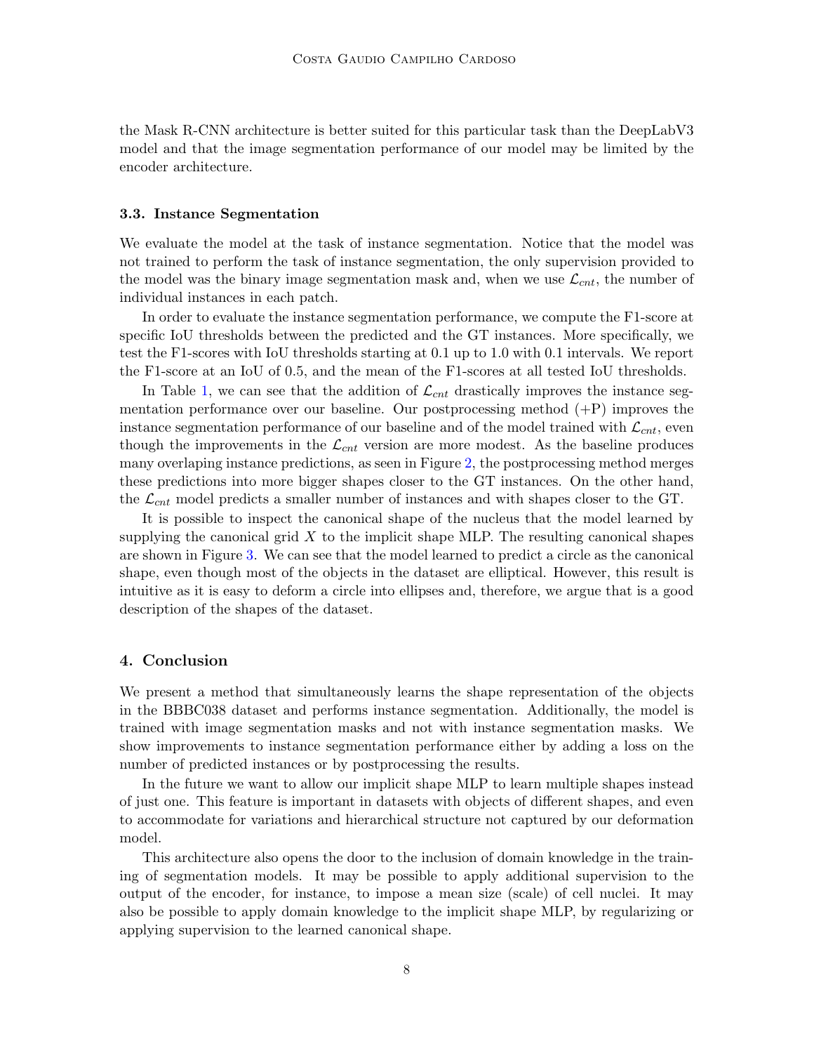the Mask R-CNN architecture is better suited for this particular task than the DeepLabV3 model and that the image segmentation performance of our model may be limited by the encoder architecture.

### 3.3. Instance Segmentation

We evaluate the model at the task of instance segmentation. Notice that the model was not trained to perform the task of instance segmentation, the only supervision provided to the model was the binary image segmentation mask and, when we use $\mathcal{L}_{cnt}$, the number of individual instances in each patch.

In order to evaluate the instance segmentation performance, we compute the F1-score at specific IoU thresholds between the predicted and the GT instances. More specifically, we test the F1-scores with IoU thresholds starting at 0.1 up to 1.0 with 0.1 intervals. We report the F1-score at an IoU of 0.5, and the mean of the F1-scores at all tested IoU thresholds.

In Table 1, we can see that the addition of $\mathcal{L}_{cnt}$ drastically improves the instance segmentation performance over our baseline. Our postprocessing method (+P) improves the instance segmentation performance of our baseline and of the model trained with $\mathcal{L}_{cnt}$, even though the improvements in the $\mathcal{L}_{cnt}$ version are more modest. As the baseline produces many overlaping instance predictions, as seen in Figure 2, the postprocessing method merges these predictions into more bigger shapes closer to the GT instances. On the other hand, the $\mathcal{L}_{cnt}$ model predicts a smaller number of instances and with shapes closer to the GT.

It is possible to inspect the canonical shape of the nucleus that the model learned by supplying the canonical grid $X$ to the implicit shape MLP. The resulting canonical shapes are shown in Figure 3. We can see that the model learned to predict a circle as the canonical shape, even though most of the objects in the dataset are elliptical. However, this result is intuitive as it is easy to deform a circle into ellipses and, therefore, we argue that is a good description of the shapes of the dataset.

## 4. Conclusion

We present a method that simultaneously learns the shape representation of the objects in the BBBC038 dataset and performs instance segmentation. Additionally, the model is trained with image segmentation masks and not with instance segmentation masks. We show improvements to instance segmentation performance either by adding a loss on the number of predicted instances or by postprocessing the results.

In the future we want to allow our implicit shape MLP to learn multiple shapes instead of just one. This feature is important in datasets with objects of different shapes, and even to accommodate for variations and hierarchical structure not captured by our deformation model.

This architecture also opens the door to the inclusion of domain knowledge in the training of segmentation models. It may be possible to apply additional supervision to the output of the encoder, for instance, to impose a mean size (scale) of cell nuclei. It may also be possible to apply domain knowledge to the implicit shape MLP, by regularizing or applying supervision to the learned canonical shape.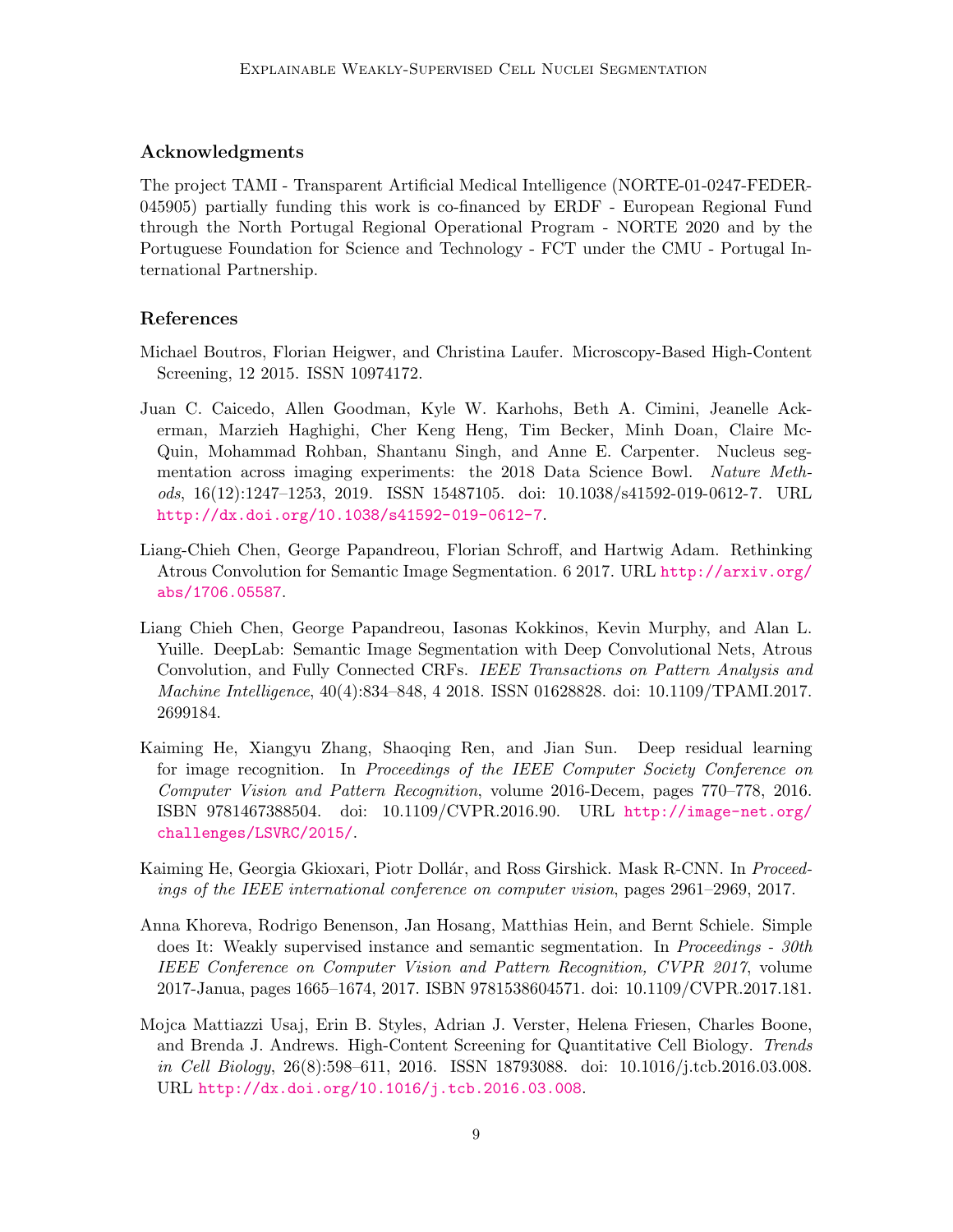## Acknowledgments

The project TAMI - Transparent Artificial Medical Intelligence (NORTE-01-0247-FEDER-045905) partially funding this work is co-financed by ERDF - European Regional Fund through the North Portugal Regional Operational Program - NORTE 2020 and by the Portuguese Foundation for Science and Technology - FCT under the CMU - Portugal International Partnership.

## References

Michael Boutros, Florian Heigwer, and Christina Laufer. Microscopy-Based High-Content Screening, 12 2015. ISSN 10974172.

Juan C. Caicedo, Allen Goodman, Kyle W. Karhohs, Beth A. Cimini, Jeanelle Ackerman, Marzieh Haghighi, Cher Keng Heng, Tim Becker, Minh Doan, Claire McQuin, Mohammad Rohban, Shantanu Singh, and Anne E. Carpenter. Nucleus segmentation across imaging experiments: the 2018 Data Science Bowl. *Nature Methods*, 16(12):1247–1253, 2019. ISSN 15487105. doi: 10.1038/s41592-019-0612-7. URL http://dx.doi.org/10.1038/s41592-019-0612-7.

Liang-Chieh Chen, George Papandreou, Florian Schroff, and Hartwig Adam. Rethinking Atrous Convolution for Semantic Image Segmentation. 6 2017. URL http://arxiv.org/abs/1706.05587.

Liang Chieh Chen, George Papandreou, Iasonas Kokkinos, Kevin Murphy, and Alan L. Yuille. DeepLab: Semantic Image Segmentation with Deep Convolutional Nets, Atrous Convolution, and Fully Connected CRFs. *IEEE Transactions on Pattern Analysis and Machine Intelligence*, 40(4):834–848, 4 2018. ISSN 01628828. doi: 10.1109/TPAMI.2017.2699184.

Kaiming He, Xiangyu Zhang, Shaoqing Ren, and Jian Sun. Deep residual learning for image recognition. In *Proceedings of the IEEE Computer Society Conference on Computer Vision and Pattern Recognition*, volume 2016-Decem, pages 770–778, 2016. ISBN 9781467388504. doi: 10.1109/CVPR.2016.90. URL http://image-net.org/challenges/LSVRC/2015/.

Kaiming He, Georgia Gkioxari, Piotr Dollár, and Ross Girshick. Mask R-CNN. In *Proceedings of the IEEE international conference on computer vision*, pages 2961–2969, 2017.

Anna Khoreva, Rodrigo Benenson, Jan Hosang, Matthias Hein, and Bernt Schiele. Simple does It: Weakly supervised instance and semantic segmentation. In *Proceedings - 30th IEEE Conference on Computer Vision and Pattern Recognition, CVPR 2017*, volume 2017-Janua, pages 1665–1674, 2017. ISBN 9781538604571. doi: 10.1109/CVPR.2017.181.

Mojca Mattiazzi Usaj, Erin B. Styles, Adrian J. Verster, Helena Friesen, Charles Boone, and Brenda J. Andrews. High-Content Screening for Quantitative Cell Biology. *Trends in Cell Biology*, 26(8):598–611, 2016. ISSN 18793088. doi: 10.1016/j.tcb.2016.03.008. URL http://dx.doi.org/10.1016/j.tcb.2016.03.008.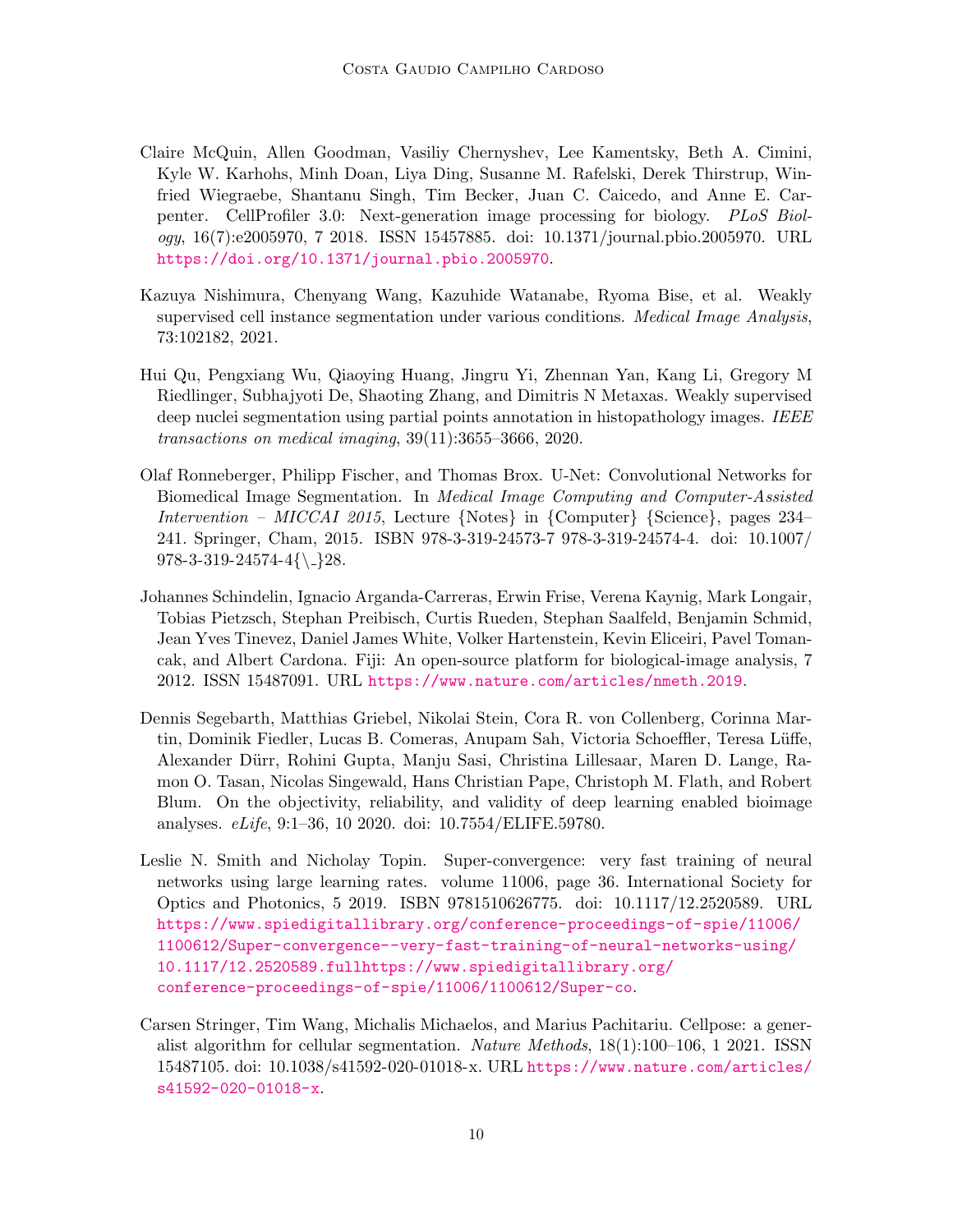Claire McQuin, Allen Goodman, Vasiliy Chernyshev, Lee Kamentsky, Beth A. Cimini, Kyle W. Karhohs, Minh Doan, Liya Ding, Susanne M. Rafelski, Derek Thirstrup, Winfried Wiegraebe, Shantanu Singh, Tim Becker, Juan C. Caicedo, and Anne E. Carpenter. CellProfiler 3.0: Next-generation image processing for biology. *PLoS Biology*, 16(7):e2005970, 7 2018. ISSN 15457885. doi: 10.1371/journal.pbio.2005970. URL https://doi.org/10.1371/journal.pbio.2005970.

Kazuya Nishimura, Chenyang Wang, Kazuhide Watanabe, Ryoma Bise, et al. Weakly supervised cell instance segmentation under various conditions. *Medical Image Analysis*, 73:102182, 2021.

Hui Qu, Pengxiang Wu, Qiaoying Huang, Jingru Yi, Zhennan Yan, Kang Li, Gregory M Riedlinger, Subhajyoti De, Shaoting Zhang, and Dimitris N Metaxas. Weakly supervised deep nuclei segmentation using partial points annotation in histopathology images. *IEEE transactions on medical imaging*, 39(11):3655–3666, 2020.

Olaf Ronneberger, Philipp Fischer, and Thomas Brox. U-Net: Convolutional Networks for Biomedical Image Segmentation. In *Medical Image Computing and Computer-Assisted Intervention – MICCAI 2015*, Lecture {Notes} in {Computer} {Science}, pages 234–241. Springer, Cham, 2015. ISBN 978-3-319-24573-7 978-3-319-24574-4. doi: 10.1007/978-3-319-24574-4{\_}28.

Johannes Schindelin, Ignacio Arganda-Carreras, Erwin Frise, Verena Kaynig, Mark Longair, Tobias Pietzsch, Stephan Preibisch, Curtis Rueden, Stephan Saalfeld, Benjamin Schmid, Jean Yves Tinevez, Daniel James White, Volker Hartenstein, Kevin Eliceiri, Pavel Tomancak, and Albert Cardona. Fiji: An open-source platform for biological-image analysis, 7 2012. ISSN 15487091. URL https://www.nature.com/articles/nmeth.2019.

Dennis Segebarth, Matthias Griebel, Nikolai Stein, Cora R. von Collenberg, Corinna Martin, Dominik Fiedler, Lucas B. Comeras, Anupam Sah, Victoria Schoeffler, Teresa Lüffe, Alexander Dürr, Rohini Gupta, Manju Sasi, Christina Lillesaar, Maren D. Lange, Ramon O. Tasan, Nicolas Singewald, Hans Christian Pape, Christoph M. Flath, and Robert Blum. On the objectivity, reliability, and validity of deep learning enabled bioimage analyses. *eLife*, 9:1–36, 10 2020. doi: 10.7554/ELIFE.59780.

Leslie N. Smith and Nicholay Topin. Super-convergence: very fast training of neural networks using large learning rates. volume 11006, page 36. International Society for Optics and Photonics, 5 2019. ISBN 9781510626775. doi: 10.1117/12.2520589. URL https://www.spiedigitallibrary.org/conference-proceedings-of-spie/11006/1100612/Super-convergence--very-fast-training-of-neural-networks-using/10.1117/12.2520589.fullhttps://www.spiedigitallibrary.org/conference-proceedings-of-spie/11006/1100612/Super-co.

Carsen Stringer, Tim Wang, Michalis Michaelos, and Marius Pachitariu. Cellpose: a generalist algorithm for cellular segmentation. *Nature Methods*, 18(1):100–106, 1 2021. ISSN 15487105. doi: 10.1038/s41592-020-01018-x. URL https://www.nature.com/articles/s41592-020-01018-x.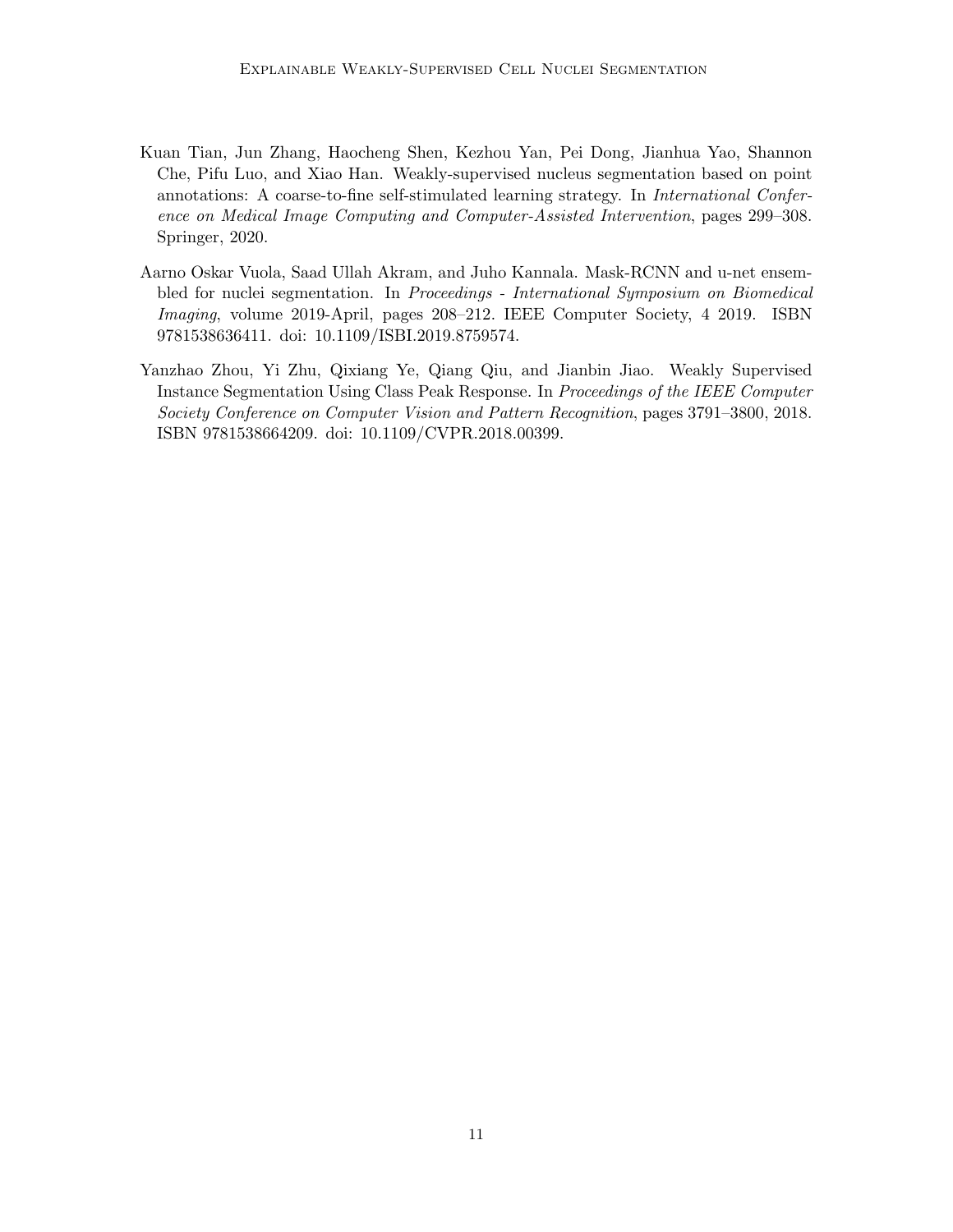Kuan Tian, Jun Zhang, Haocheng Shen, Kezhou Yan, Pei Dong, Jianhua Yao, Shannon Che, Pifu Luo, and Xiao Han. Weakly-supervised nucleus segmentation based on point annotations: A coarse-to-fine self-stimulated learning strategy. In *International Conference on Medical Image Computing and Computer-Assisted Intervention*, pages 299–308. Springer, 2020.

Aarno Oskar Vuola, Saad Ullah Akram, and Juho Kannala. Mask-RCNN and u-net ensembled for nuclei segmentation. In *Proceedings - International Symposium on Biomedical Imaging*, volume 2019-April, pages 208–212. IEEE Computer Society, 4 2019. ISBN 9781538636411. doi: 10.1109/ISBI.2019.8759574.

Yanzhao Zhou, Yi Zhu, Qixiang Ye, Qiang Qiu, and Jianbin Jiao. Weakly Supervised Instance Segmentation Using Class Peak Response. In *Proceedings of the IEEE Computer Society Conference on Computer Vision and Pattern Recognition*, pages 3791–3800, 2018. ISBN 9781538664209. doi: 10.1109/CVPR.2018.00399.